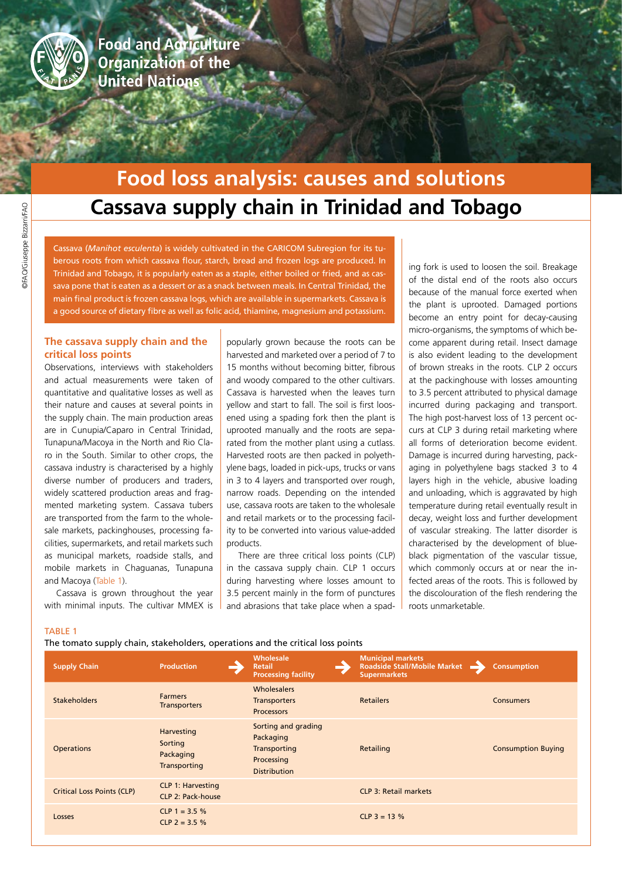Food and Agriculture Organization of the United Nations

# Food loss analysis: causes and solutions

## Cassava supply chain in Trinidad and Tobago

Cassava (*Manihot esculenta*) is widely cultivated in the CARICOM Subregion for its tuberous roots from which cassava flour, starch, bread and frozen logs are produced. In Trinidad and Tobago, it is popularly eaten as a staple, either boiled or fried, and as cassava pone that is eaten as a dessert or as a snack between meals. In Central Trinidad, the main final product is frozen cassava logs, which are available in supermarkets. Cassava is a good source of dietary fibre as well as folic acid, thiamine, magnesium and potassium.

### The cassava supply chain and the critical loss points

Observations, interviews with stakeholders and actual measurements were taken of quantitative and qualitative losses as well as their nature and causes at several points in the supply chain. The main production areas are in Cunupia/Caparo in Central Trinidad, Tunapuna/Macoya in the North and Rio Claro in the South. Similar to other crops, the cassava industry is characterised by a highly diverse number of producers and traders, widely scattered production areas and fragmented marketing system. Cassava tubers are transported from the farm to the wholesale markets, packinghouses, processing facilities, supermarkets, and retail markets such as municipal markets, roadside stalls, and mobile markets in Chaguanas, Tunapuna and Macoya (Table 1).

Cassava is grown throughout the year with minimal inputs. The cultivar MMEX is popularly grown because the roots can be harvested and marketed over a period of 7 to 15 months without becoming bitter, fibrous and woody compared to the other cultivars. Cassava is harvested when the leaves turn yellow and start to fall. The soil is first loosened using a spading fork then the plant is uprooted manually and the roots are separated from the mother plant using a cutlass. Harvested roots are then packed in polyethylene bags, loaded in pick-ups, trucks or vans in 3 to 4 layers and transported over rough, narrow roads. Depending on the intended use, cassava roots are taken to the wholesale and retail markets or to the processing facility to be converted into various value-added products.

There are three critical loss points (CLP) in the cassava supply chain. CLP 1 occurs during harvesting where losses amount to 3.5 percent mainly in the form of punctures and abrasions that take place when a spading fork is used to loosen the soil. Breakage of the distal end of the roots also occurs because of the manual force exerted when the plant is uprooted. Damaged portions become an entry point for decay-causing micro-organisms, the symptoms of which become apparent during retail. Insect damage is also evident leading to the development of brown streaks in the roots. CLP 2 occurs at the packinghouse with losses amounting to 3.5 percent attributed to physical damage incurred during packaging and transport. The high post-harvest loss of 13 percent occurs at CLP 3 during retail marketing where all forms of deterioration become evident. Damage is incurred during harvesting, packaging in polyethylene bags stacked 3 to 4 layers high in the vehicle, abusive loading and unloading, which is aggravated by high temperature during retail eventually result in decay, weight loss and further development of vascular streaking. The latter disorder is characterised by the development of blue-black pigmentation of the vascular tissue, which commonly occurs at or near the infected areas of the roots. This is followed by the discolouration of the flesh rendering the roots unmarketable.

TABLE 1

The tomato supply chain, stakeholders, operations and the critical loss points

| Supply Chain | Production | Wholesale<br>Retail<br>Processing facility | Municipal markets<br>Roadside Stall/Mobile Market<br>Supermarkets | Consumption |
|---|---|---|---|---|
| Stakeholders | Farmers<br>Transporters | Wholesalers<br>Transporters<br>Processors | Retailers | Consumers |
| Operations | Harvesting<br>Sorting<br>Packaging<br>Transporting | Sorting and grading<br>Packaging<br>Transporting<br>Processing<br>Distribution | Retailing | Consumption Buying |
| Critical Loss Points (CLP) | CLP 1: Harvesting<br>CLP 2: Pack-house | | CLP 3: Retail markets | |
| Losses | CLP 1 = 3.5 %<br>CLP 2 = 3.5 % | | CLP 3 = 13 % | |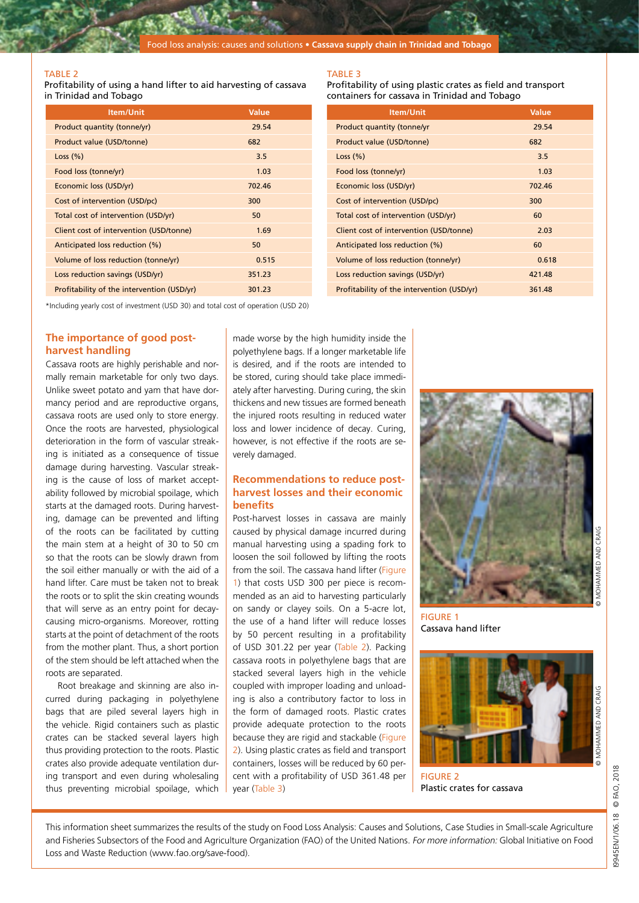TABLE 2
Profitability of using a hand lifter to aid harvesting of cassava in Trinidad and Tobago

| Item/Unit | Value |
|---|---|
| Product quantity (tonne/yr) | 29.54 |
| Product value (USD/tonne) | 682 |
| Loss (%) | 3.5 |
| Food loss (tonne/yr) | 1.03 |
| Economic loss (USD/yr) | 702.46 |
| Cost of intervention (USD/pc) | 300 |
| Total cost of intervention (USD/yr) | 50 |
| Client cost of intervention (USD/tonne) | 1.69 |
| Anticipated loss reduction (%) | 50 |
| Volume of loss reduction (tonne/yr) | 0.515 |
| Loss reduction savings (USD/yr) | 351.23 |
| Profitability of the intervention (USD/yr) | 301.23 |

*Including yearly cost of investment (USD 30) and total cost of operation (USD 20)

TABLE 3
Profitability of using plastic crates as field and transport containers for cassava in Trinidad and Tobago

| Item/Unit | Value |
|---|---|
| Product quantity (tonne/yr | 29.54 |
| Product value (USD/tonne) | 682 |
| Loss (%) | 3.5 |
| Food loss (tonne/yr) | 1.03 |
| Economic loss (USD/yr) | 702.46 |
| Cost of intervention (USD/pc) | 300 |
| Total cost of intervention (USD/yr) | 60 |
| Client cost of intervention (USD/tonne) | 2.03 |
| Anticipated loss reduction (%) | 60 |
| Volume of loss reduction (tonne/yr) | 0.618 |
| Loss reduction savings (USD/yr) | 421.48 |
| Profitability of the intervention (USD/yr) | 361.48 |

## The importance of good post-harvest handling

Cassava roots are highly perishable and normally remain marketable for only two days. Unlike sweet potato and yam that have dormancy period and are reproductive organs, cassava roots are used only to store energy. Once the roots are harvested, physiological deterioration in the form of vascular streaking is initiated as a consequence of tissue damage during harvesting. Vascular streaking is the cause of loss of market acceptability followed by microbial spoilage, which starts at the damaged roots. During harvesting, damage can be prevented and lifting of the roots can be facilitated by cutting the main stem at a height of 30 to 50 cm so that the roots can be slowly drawn from the soil either manually or with the aid of a hand lifter. Care must be taken not to break the roots or to split the skin creating wounds that will serve as an entry point for decay-causing micro-organisms. Moreover, rotting starts at the point of detachment of the roots from the mother plant. Thus, a short portion of the stem should be left attached when the roots are separated.

Root breakage and skinning are also incurred during packaging in polyethylene bags that are piled several layers high in the vehicle. Rigid containers such as plastic crates can be stacked several layers high thus providing protection to the roots. Plastic crates also provide adequate ventilation during transport and even during wholesaling thus preventing microbial spoilage, which made worse by the high humidity inside the polyethylene bags. If a longer marketable life is desired, and if the roots are intended to be stored, curing should take place immediately after harvesting. During curing, the skin thickens and new tissues are formed beneath the injured roots resulting in reduced water loss and lower incidence of decay. Curing, however, is not effective if the roots are severely damaged.

## Recommendations to reduce post-harvest losses and their economic benefits

Post-harvest losses in cassava are mainly caused by physical damage incurred during manual harvesting using a spading fork to loosen the soil followed by lifting the roots from the soil. The cassava hand lifter (Figure 1) that costs USD 300 per piece is recommended as an aid to harvesting particularly on sandy or clayey soils. On a 5-acre lot, the use of a hand lifter will reduce losses by 50 percent resulting in a profitability of USD 301.22 per year (Table 2). Packing cassava roots in polyethylene bags that are stacked several layers high in the vehicle coupled with improper loading and unloading is also a contributory factor to loss in the form of damaged roots. Plastic crates provide adequate protection to the roots because they are rigid and stackable (Figure 2). Using plastic crates as field and transport containers, losses will be reduced by 60 percent with a profitability of USD 361.48 per year (Table 3)

© MOHAMMED AND CRAIG

FIGURE 1
Cassava hand lifter

© MOHAMMED AND CRAIG

FIGURE 2
Plastic crates for cassava

This information sheet summarizes the results of the study on Food Loss Analysis: Causes and Solutions, Case Studies in Small-scale Agriculture and Fisheries Subsectors of the Food and Agriculture Organization (FAO) of the United Nations. *For more information:* Global Initiative on Food Loss and Waste Reduction (www.fao.org/save-food).

I9945EN/1/06.18 © FAO, 2018